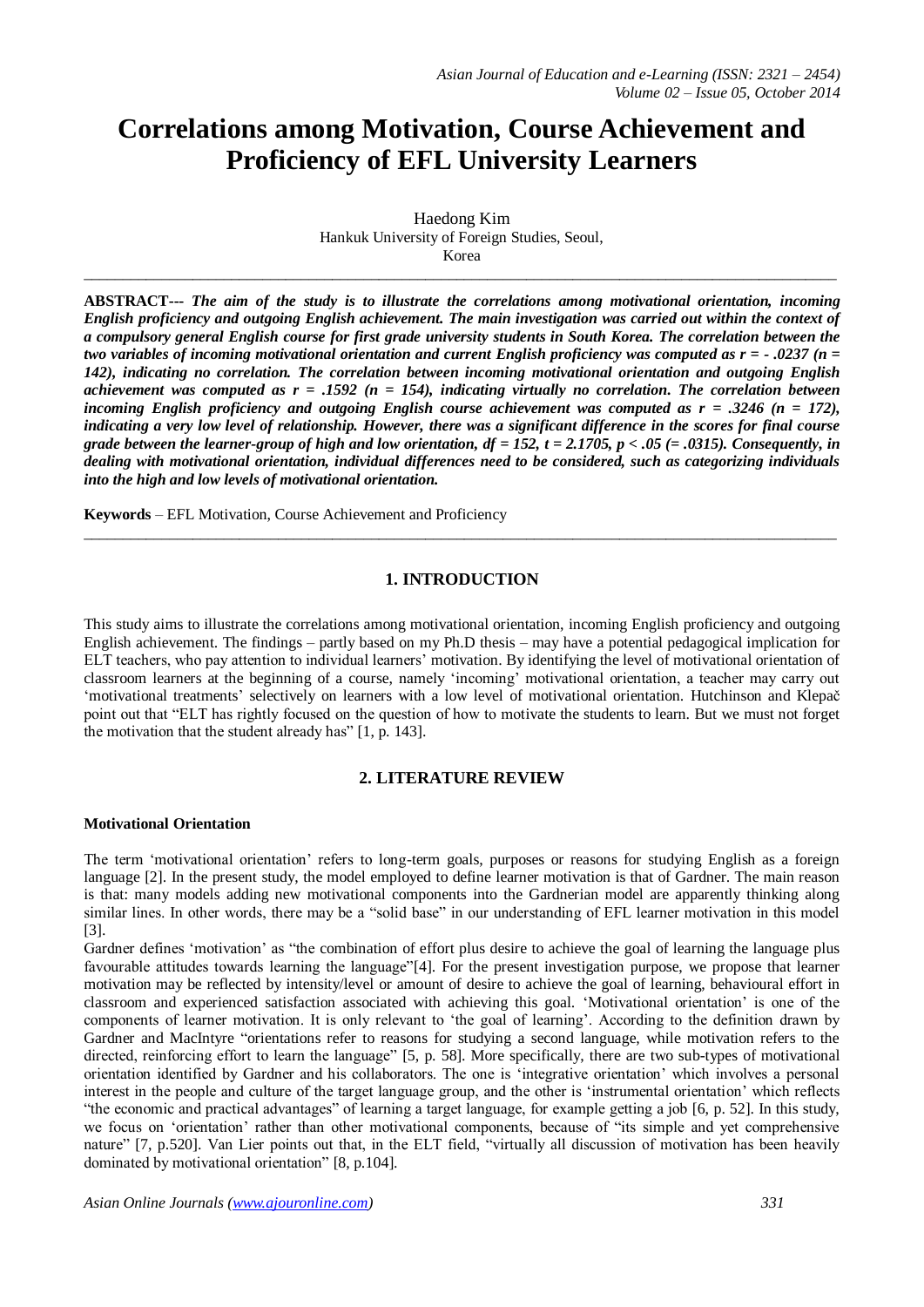# Correlations among Motivation, Course Achievement and Proficiency of EFL University Learners

Haedong Kim
Hankuk University of Foreign Studies, Seoul,
Korea

---

**ABSTRACT---** ***The aim of the study is to illustrate the correlations among motivational orientation, incoming English proficiency and outgoing English achievement. The main investigation was carried out within the context of a compulsory general English course for first grade university students in South Korea. The correlation between the two variables of incoming motivational orientation and current English proficiency was computed as $r = -.0237$ ($n = 142$), indicating no correlation. The correlation between incoming motivational orientation and outgoing English achievement was computed as $r = .1592$ ($n = 154$), indicating virtually no correlation. The correlation between incoming English proficiency and outgoing English course achievement was computed as $r = .3246$ ($n = 172$), indicating a very low level of relationship. However, there was a significant difference in the scores for final course grade between the learner-group of high and low orientation, $df = 152$, $t = 2.1705$, $p < .05$ (= .0315). Consequently, in dealing with motivational orientation, individual differences need to be considered, such as categorizing individuals into the high and low levels of motivational orientation.***

**Keywords** – EFL Motivation, Course Achievement and Proficiency

---

## 1. INTRODUCTION

This study aims to illustrate the correlations among motivational orientation, incoming English proficiency and outgoing English achievement. The findings – partly based on my Ph.D thesis – may have a potential pedagogical implication for ELT teachers, who pay attention to individual learners' motivation. By identifying the level of motivational orientation of classroom learners at the beginning of a course, namely 'incoming' motivational orientation, a teacher may carry out 'motivational treatments' selectively on learners with a low level of motivational orientation. Hutchinson and Klepač point out that "ELT has rightly focused on the question of how to motivate the students to learn. But we must not forget the motivation that the student already has" [1, p. 143].

## 2. LITERATURE REVIEW

### Motivational Orientation

The term 'motivational orientation' refers to long-term goals, purposes or reasons for studying English as a foreign language [2]. In the present study, the model employed to define learner motivation is that of Gardner. The main reason is that: many models adding new motivational components into the Gardnerian model are apparently thinking along similar lines. In other words, there may be a "solid base" in our understanding of EFL learner motivation in this model [3].

Gardner defines 'motivation' as "the combination of effort plus desire to achieve the goal of learning the language plus favourable attitudes towards learning the language"[4]. For the present investigation purpose, we propose that learner motivation may be reflected by intensity/level or amount of desire to achieve the goal of learning, behavioural effort in classroom and experienced satisfaction associated with achieving this goal. 'Motivational orientation' is one of the components of learner motivation. It is only relevant to 'the goal of learning'. According to the definition drawn by Gardner and MacIntyre "orientations refer to reasons for studying a second language, while motivation refers to the directed, reinforcing effort to learn the language" [5, p. 58]. More specifically, there are two sub-types of motivational orientation identified by Gardner and his collaborators. The one is 'integrative orientation' which involves a personal interest in the people and culture of the target language group, and the other is 'instrumental orientation' which reflects "the economic and practical advantages" of learning a target language, for example getting a job [6, p. 52]. In this study, we focus on 'orientation' rather than other motivational components, because of "its simple and yet comprehensive nature" [7, p.520]. Van Lier points out that, in the ELT field, "virtually all discussion of motivation has been heavily dominated by motivational orientation" [8, p.104].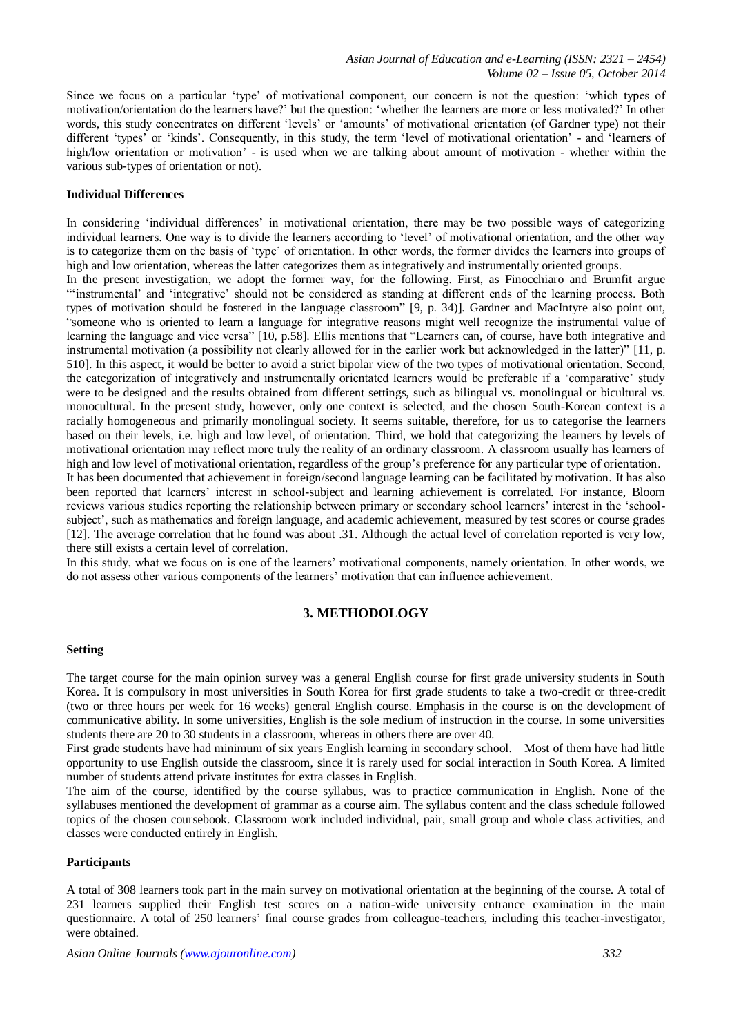Since we focus on a particular 'type' of motivational component, our concern is not the question: 'which types of motivation/orientation do the learners have?' but the question: 'whether the learners are more or less motivated?' In other words, this study concentrates on different 'levels' or 'amounts' of motivational orientation (of Gardner type) not their different 'types' or 'kinds'. Consequently, in this study, the term 'level of motivational orientation' - and 'learners of high/low orientation or motivation' - is used when we are talking about amount of motivation - whether within the various sub-types of orientation or not).

**Individual Differences**

In considering 'individual differences' in motivational orientation, there may be two possible ways of categorizing individual learners. One way is to divide the learners according to 'level' of motivational orientation, and the other way is to categorize them on the basis of 'type' of orientation. In other words, the former divides the learners into groups of high and low orientation, whereas the latter categorizes them as integratively and instrumentally oriented groups.

In the present investigation, we adopt the former way, for the following. First, as Finocchiaro and Brumfit argue "'instrumental' and 'integrative' should not be considered as standing at different ends of the learning process. Both types of motivation should be fostered in the language classroom" [9, p. 34)]. Gardner and MacIntyre also point out, "someone who is oriented to learn a language for integrative reasons might well recognize the instrumental value of learning the language and vice versa" [10, p.58]. Ellis mentions that "Learners can, of course, have both integrative and instrumental motivation (a possibility not clearly allowed for in the earlier work but acknowledged in the latter)" [11, p. 510]. In this aspect, it would be better to avoid a strict bipolar view of the two types of motivational orientation. Second, the categorization of integratively and instrumentally orientated learners would be preferable if a 'comparative' study were to be designed and the results obtained from different settings, such as bilingual vs. monolingual or bicultural vs. monocultural. In the present study, however, only one context is selected, and the chosen South-Korean context is a racially homogeneous and primarily monolingual society. It seems suitable, therefore, for us to categorise the learners based on their levels, i.e. high and low level, of orientation. Third, we hold that categorizing the learners by levels of motivational orientation may reflect more truly the reality of an ordinary classroom. A classroom usually has learners of high and low level of motivational orientation, regardless of the group's preference for any particular type of orientation.

It has been documented that achievement in foreign/second language learning can be facilitated by motivation. It has also been reported that learners' interest in school-subject and learning achievement is correlated. For instance, Bloom reviews various studies reporting the relationship between primary or secondary school learners' interest in the 'school-subject', such as mathematics and foreign language, and academic achievement, measured by test scores or course grades [12]. The average correlation that he found was about .31. Although the actual level of correlation reported is very low, there still exists a certain level of correlation.

In this study, what we focus on is one of the learners' motivational components, namely orientation. In other words, we do not assess other various components of the learners' motivation that can influence achievement.

## 3. METHODOLOGY

**Setting**

The target course for the main opinion survey was a general English course for first grade university students in South Korea. It is compulsory in most universities in South Korea for first grade students to take a two-credit or three-credit (two or three hours per week for 16 weeks) general English course. Emphasis in the course is on the development of communicative ability. In some universities, English is the sole medium of instruction in the course. In some universities students there are 20 to 30 students in a classroom, whereas in others there are over 40.

First grade students have had minimum of six years English learning in secondary school. Most of them have had little opportunity to use English outside the classroom, since it is rarely used for social interaction in South Korea. A limited number of students attend private institutes for extra classes in English.

The aim of the course, identified by the course syllabus, was to practice communication in English. None of the syllabuses mentioned the development of grammar as a course aim. The syllabus content and the class schedule followed topics of the chosen coursebook. Classroom work included individual, pair, small group and whole class activities, and classes were conducted entirely in English.

**Participants**

A total of 308 learners took part in the main survey on motivational orientation at the beginning of the course. A total of 231 learners supplied their English test scores on a nation-wide university entrance examination in the main questionnaire. A total of 250 learners' final course grades from colleague-teachers, including this teacher-investigator, were obtained.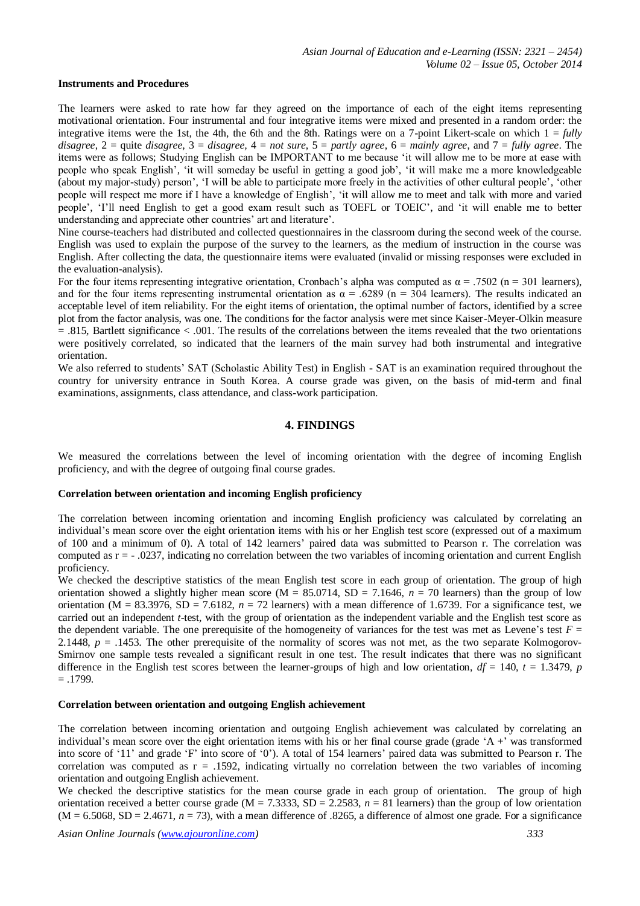**Instruments and Procedures**

The learners were asked to rate how far they agreed on the importance of each of the eight items representing motivational orientation. Four instrumental and four integrative items were mixed and presented in a random order: the integrative items were the 1st, the 4th, the 6th and the 8th. Ratings were on a 7-point Likert-scale on which 1 = *fully disagree*, 2 = quite *disagree*, 3 = *disagree*, 4 = *not sure*, 5 = *partly agree*, 6 = *mainly agree*, and 7 = *fully agree*. The items were as follows; Studying English can be IMPORTANT to me because 'it will allow me to be more at ease with people who speak English', 'it will someday be useful in getting a good job', 'it will make me a more knowledgeable (about my major-study) person', 'I will be able to participate more freely in the activities of other cultural people', 'other people will respect me more if I have a knowledge of English', 'it will allow me to meet and talk with more and varied people', 'I'll need English to get a good exam result such as TOEFL or TOEIC', and 'it will enable me to better understanding and appreciate other countries' art and literature'.

Nine course-teachers had distributed and collected questionnaires in the classroom during the second week of the course. English was used to explain the purpose of the survey to the learners, as the medium of instruction in the course was English. After collecting the data, the questionnaire items were evaluated (invalid or missing responses were excluded in the evaluation-analysis).

For the four items representing integrative orientation, Cronbach's alpha was computed as $\alpha = .7502$ (n = 301 learners), and for the four items representing instrumental orientation as $\alpha = .6289$ (n = 304 learners). The results indicated an acceptable level of item reliability. For the eight items of orientation, the optimal number of factors, identified by a scree plot from the factor analysis, was one. The conditions for the factor analysis were met since Kaiser-Meyer-Olkin measure = .815, Bartlett significance < .001. The results of the correlations between the items revealed that the two orientations were positively correlated, so indicated that the learners of the main survey had both instrumental and integrative orientation.

We also referred to students' SAT (Scholastic Ability Test) in English - SAT is an examination required throughout the country for university entrance in South Korea. A course grade was given, on the basis of mid-term and final examinations, assignments, class attendance, and class-work participation.

## 4. FINDINGS

We measured the correlations between the level of incoming orientation with the degree of incoming English proficiency, and with the degree of outgoing final course grades.

**Correlation between orientation and incoming English proficiency**

The correlation between incoming orientation and incoming English proficiency was calculated by correlating an individual's mean score over the eight orientation items with his or her English test score (expressed out of a maximum of 100 and a minimum of 0). A total of 142 learners' paired data was submitted to Pearson r. The correlation was computed as r = - .0237, indicating no correlation between the two variables of incoming orientation and current English proficiency.

We checked the descriptive statistics of the mean English test score in each group of orientation. The group of high orientation showed a slightly higher mean score (M = 85.0714, SD = 7.1646, *n* = 70 learners) than the group of low orientation (M = 83.3976, SD = 7.6182, *n* = 72 learners) with a mean difference of 1.6739. For a significance test, we carried out an independent *t*-test, with the group of orientation as the independent variable and the English test score as the dependent variable. The one prerequisite of the homogeneity of variances for the test was met as Levene's test $F$ = 2.1448, $p$ = .1453. The other prerequisite of the normality of scores was not met, as the two separate Kolmogorov-Smirnov one sample tests revealed a significant result in one test. The result indicates that there was no significant difference in the English test scores between the learner-groups of high and low orientation, $df$ = 140, $t$ = 1.3479, $p$ = .1799.

**Correlation between orientation and outgoing English achievement**

The correlation between incoming orientation and outgoing English achievement was calculated by correlating an individual's mean score over the eight orientation items with his or her final course grade (grade 'A +' was transformed into score of '11' and grade 'F' into score of '0'). A total of 154 learners' paired data was submitted to Pearson r. The correlation was computed as r = .1592, indicating virtually no correlation between the two variables of incoming orientation and outgoing English achievement.

We checked the descriptive statistics for the mean course grade in each group of orientation. The group of high orientation received a better course grade (M = 7.3333, SD = 2.2583, *n* = 81 learners) than the group of low orientation (M = 6.5068, SD = 2.4671, *n* = 73), with a mean difference of .8265, a difference of almost one grade. For a significance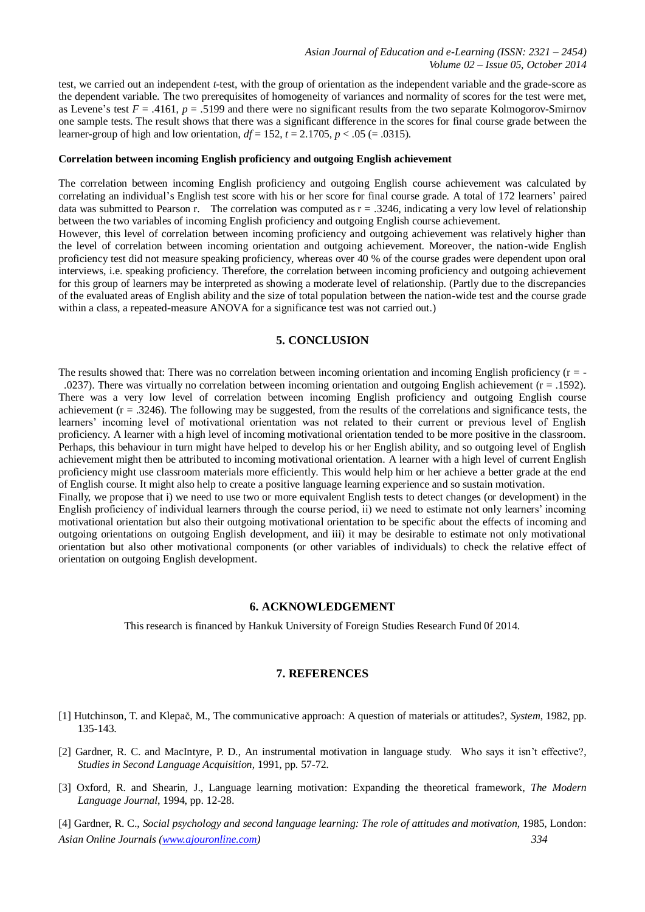test, we carried out an independent *t*-test, with the group of orientation as the independent variable and the grade-score as the dependent variable. The two prerequisites of homogeneity of variances and normality of scores for the test were met, as Levene's test $F = .4161$, $p = .5199$ and there were no significant results from the two separate Kolmogorov-Smirnov one sample tests. The result shows that there was a significant difference in the scores for final course grade between the learner-group of high and low orientation, $df = 152$, $t = 2.1705$, $p < .05$ (= .0315).

**Correlation between incoming English proficiency and outgoing English achievement**

The correlation between incoming English proficiency and outgoing English course achievement was calculated by correlating an individual's English test score with his or her score for final course grade. A total of 172 learners' paired data was submitted to Pearson r. The correlation was computed as $r = .3246$, indicating a very low level of relationship between the two variables of incoming English proficiency and outgoing English course achievement.

However, this level of correlation between incoming proficiency and outgoing achievement was relatively higher than the level of correlation between incoming orientation and outgoing achievement. Moreover, the nation-wide English proficiency test did not measure speaking proficiency, whereas over 40 % of the course grades were dependent upon oral interviews, i.e. speaking proficiency. Therefore, the correlation between incoming proficiency and outgoing achievement for this group of learners may be interpreted as showing a moderate level of relationship. (Partly due to the discrepancies of the evaluated areas of English ability and the size of total population between the nation-wide test and the course grade within a class, a repeated-measure ANOVA for a significance test was not carried out.)

## 5. CONCLUSION

The results showed that: There was no correlation between incoming orientation and incoming English proficiency ($r = -.0237$). There was virtually no correlation between incoming orientation and outgoing English achievement ($r = .1592$). There was a very low level of correlation between incoming English proficiency and outgoing English course achievement ($r = .3246$). The following may be suggested, from the results of the correlations and significance tests, the learners' incoming level of motivational orientation was not related to their current or previous level of English proficiency. A learner with a high level of incoming motivational orientation tended to be more positive in the classroom. Perhaps, this behaviour in turn might have helped to develop his or her English ability, and so outgoing level of English achievement might then be attributed to incoming motivational orientation. A learner with a high level of current English proficiency might use classroom materials more efficiently. This would help him or her achieve a better grade at the end of English course. It might also help to create a positive language learning experience and so sustain motivation.

Finally, we propose that i) we need to use two or more equivalent English tests to detect changes (or development) in the English proficiency of individual learners through the course period, ii) we need to estimate not only learners' incoming motivational orientation but also their outgoing motivational orientation to be specific about the effects of incoming and outgoing orientations on outgoing English development, and iii) it may be desirable to estimate not only motivational orientation but also other motivational components (or other variables of individuals) to check the relative effect of orientation on outgoing English development.

## 6. ACKNOWLEDGEMENT

This research is financed by Hankuk University of Foreign Studies Research Fund 0f 2014.

## 7. REFERENCES

[1] Hutchinson, T. and Klepač, M., The communicative approach: A question of materials or attitudes?, *System*, 1982, pp. 135-143.

[2] Gardner, R. C. and MacIntyre, P. D., An instrumental motivation in language study. Who says it isn't effective?, *Studies in Second Language Acquisition*, 1991, pp. 57-72.

[3] Oxford, R. and Shearin, J., Language learning motivation: Expanding the theoretical framework, *The Modern Language Journal*, 1994, pp. 12-28.

[4] Gardner, R. C., *Social psychology and second language learning: The role of attitudes and motivation*, 1985, London: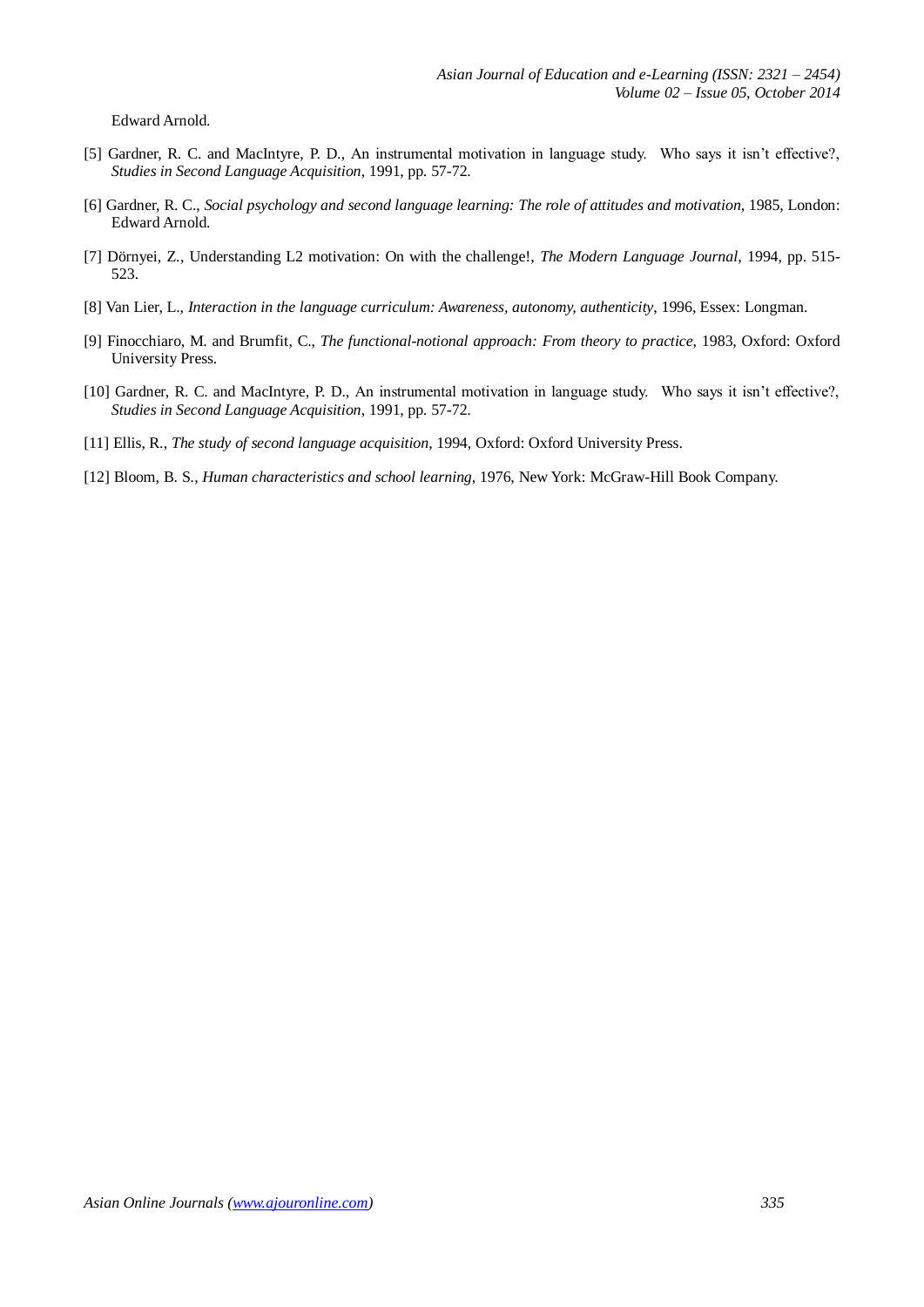Edward Arnold.

[5] Gardner, R. C. and MacIntyre, P. D., An instrumental motivation in language study. Who says it isn't effective?, *Studies in Second Language Acquisition*, 1991, pp. 57-72.

[6] Gardner, R. C., *Social psychology and second language learning: The role of attitudes and motivation*, 1985, London: Edward Arnold.

[7] Dörnyei, Z., Understanding L2 motivation: On with the challenge!, *The Modern Language Journal*, 1994, pp. 515-523.

[8] Van Lier, L., *Interaction in the language curriculum: Awareness, autonomy, authenticity*, 1996, Essex: Longman.

[9] Finocchiaro, M. and Brumfit, C., *The functional-notional approach: From theory to practice*, 1983, Oxford: Oxford University Press.

[10] Gardner, R. C. and MacIntyre, P. D., An instrumental motivation in language study. Who says it isn't effective?, *Studies in Second Language Acquisition*, 1991, pp. 57-72.

[11] Ellis, R., *The study of second language acquisition*, 1994, Oxford: Oxford University Press.

[12] Bloom, B. S., *Human characteristics and school learning*, 1976, New York: McGraw-Hill Book Company.